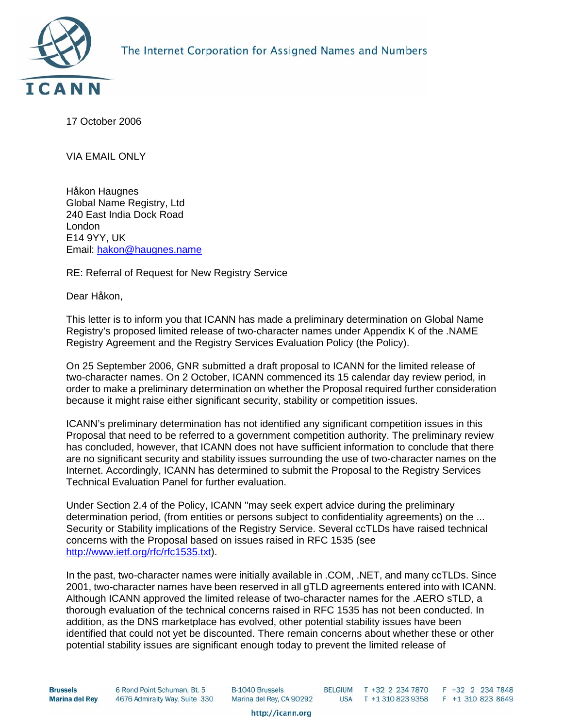The Internet Corporation for Assigned Names and Numbers

ICANN

17 October 2006

VIA EMAIL ONLY

Håkon Haugnes
Global Name Registry, Ltd
240 East India Dock Road
London
E14 9YY, UK
Email: hakon@haugnes.name

RE: Referral of Request for New Registry Service

Dear Håkon,

This letter is to inform you that ICANN has made a preliminary determination on Global Name Registry's proposed limited release of two-character names under Appendix K of the .NAME Registry Agreement and the Registry Services Evaluation Policy (the Policy).

On 25 September 2006, GNR submitted a draft proposal to ICANN for the limited release of two-character names. On 2 October, ICANN commenced its 15 calendar day review period, in order to make a preliminary determination on whether the Proposal required further consideration because it might raise either significant security, stability or competition issues.

ICANN's preliminary determination has not identified any significant competition issues in this Proposal that need to be referred to a government competition authority. The preliminary review has concluded, however, that ICANN does not have sufficient information to conclude that there are no significant security and stability issues surrounding the use of two-character names on the Internet. Accordingly, ICANN has determined to submit the Proposal to the Registry Services Technical Evaluation Panel for further evaluation.

Under Section 2.4 of the Policy, ICANN "may seek expert advice during the preliminary determination period, (from entities or persons subject to confidentiality agreements) on the ... Security or Stability implications of the Registry Service. Several ccTLDs have raised technical concerns with the Proposal based on issues raised in RFC 1535 (see http://www.ietf.org/rfc/rfc1535.txt).

In the past, two-character names were initially available in .COM, .NET, and many ccTLDs. Since 2001, two-character names have been reserved in all gTLD agreements entered into with ICANN. Although ICANN approved the limited release of two-character names for the .AERO sTLD, a thorough evaluation of the technical concerns raised in RFC 1535 has not been conducted. In addition, as the DNS marketplace has evolved, other potential stability issues have been identified that could not yet be discounted. There remain concerns about whether these or other potential stability issues are significant enough today to prevent the limited release of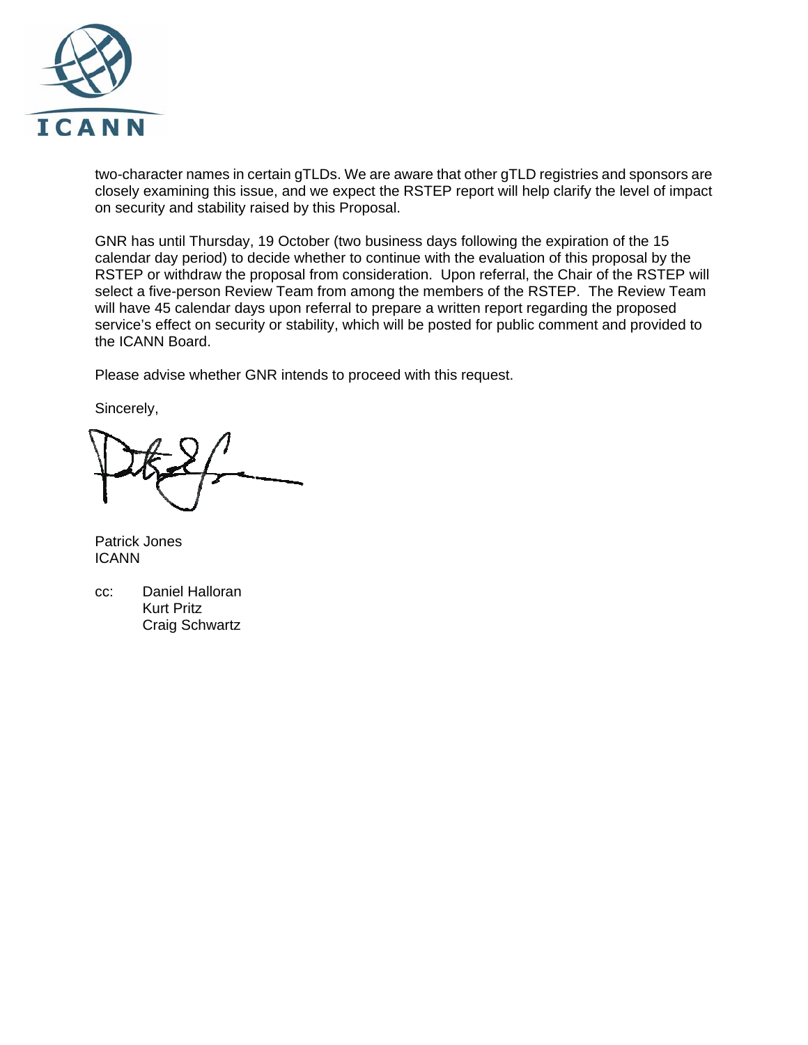two-character names in certain gTLDs. We are aware that other gTLD registries and sponsors are closely examining this issue, and we expect the RSTEP report will help clarify the level of impact on security and stability raised by this Proposal.

GNR has until Thursday, 19 October (two business days following the expiration of the 15 calendar day period) to decide whether to continue with the evaluation of this proposal by the RSTEP or withdraw the proposal from consideration. Upon referral, the Chair of the RSTEP will select a five-person Review Team from among the members of the RSTEP. The Review Team will have 45 calendar days upon referral to prepare a written report regarding the proposed service's effect on security or stability, which will be posted for public comment and provided to the ICANN Board.

Please advise whether GNR intends to proceed with this request.

Sincerely,

Patrick Jones
ICANN

cc: Daniel Halloran
Kurt Pritz
Craig Schwartz